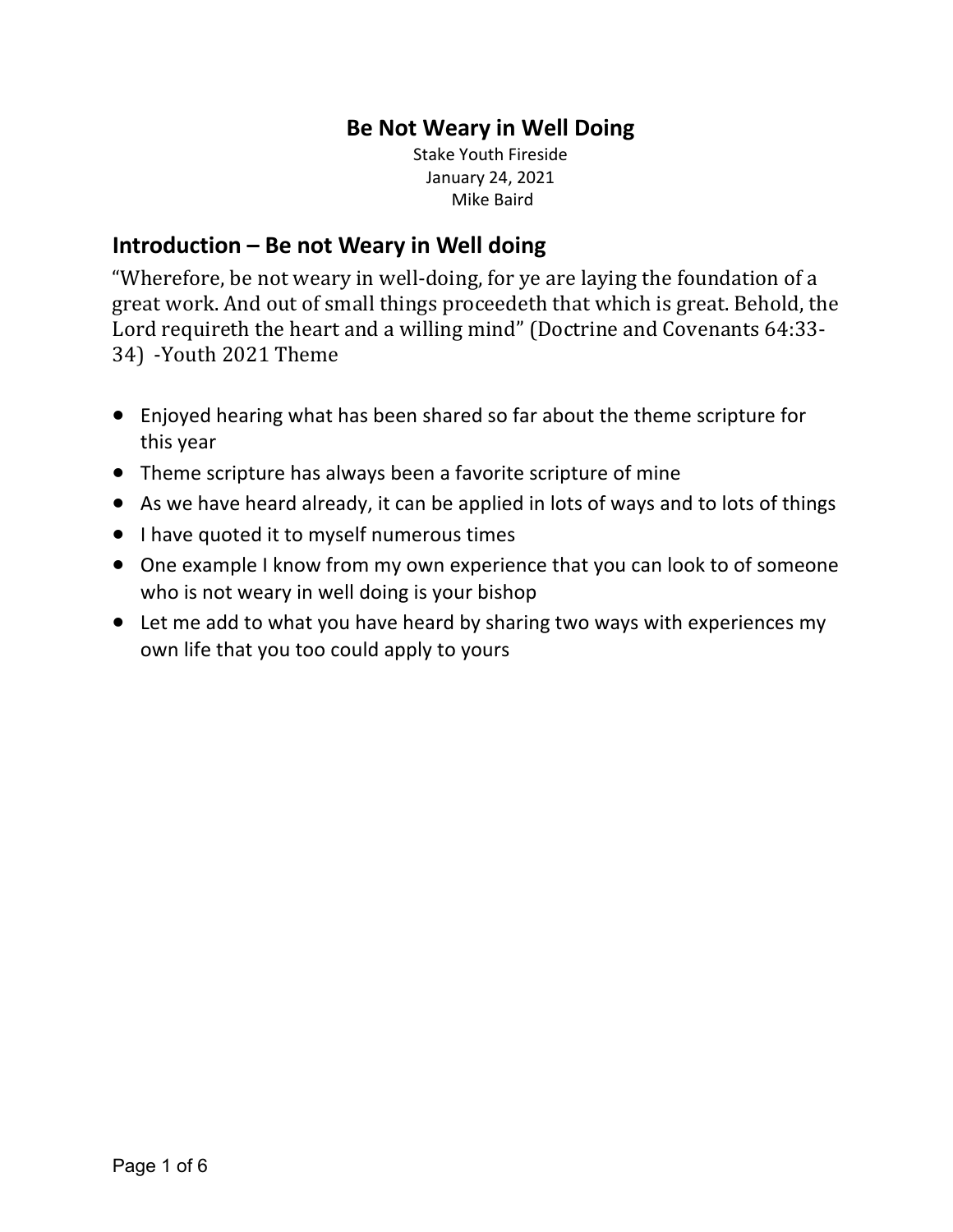# Be Not Weary in Well Doing

Stake Youth Fireside
January 24, 2021
Mike Baird

## Introduction – Be not Weary in Well doing

"Wherefore, be not weary in well-doing, for ye are laying the foundation of a great work. And out of small things proceedeth that which is great. Behold, the Lord requireth the heart and a willing mind" (Doctrine and Covenants 64:33-34) -Youth 2021 Theme

- Enjoyed hearing what has been shared so far about the theme scripture for this year
- Theme scripture has always been a favorite scripture of mine
- As we have heard already, it can be applied in lots of ways and to lots of things
- I have quoted it to myself numerous times
- One example I know from my own experience that you can look to of someone who is not weary in well doing is your bishop
- Let me add to what you have heard by sharing two ways with experiences my own life that you too could apply to yours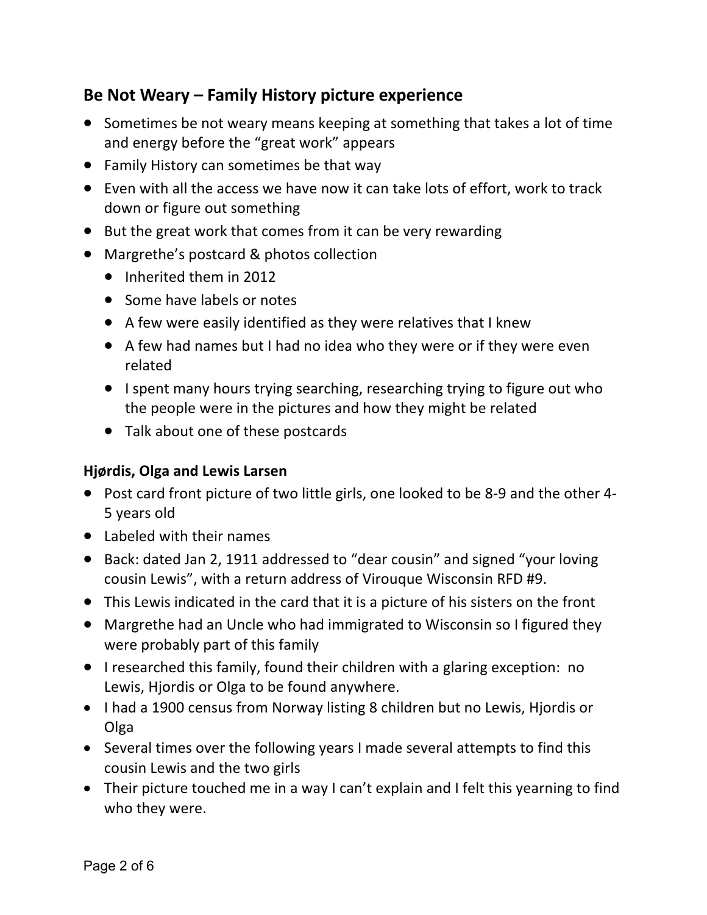## Be Not Weary – Family History picture experience

- Sometimes be not weary means keeping at something that takes a lot of time and energy before the "great work" appears
- Family History can sometimes be that way
- Even with all the access we have now it can take lots of effort, work to track down or figure out something
- But the great work that comes from it can be very rewarding
- Margrethe's postcard & photos collection
  - Inherited them in 2012
  - Some have labels or notes
  - A few were easily identified as they were relatives that I knew
  - A few had names but I had no idea who they were or if they were even related
  - I spent many hours trying searching, researching trying to figure out who the people were in the pictures and how they might be related
  - Talk about one of these postcards

### Hjørdis, Olga and Lewis Larsen

- Post card front picture of two little girls, one looked to be 8-9 and the other 4-5 years old
- Labeled with their names
- Back: dated Jan 2, 1911 addressed to "dear cousin" and signed "your loving cousin Lewis", with a return address of Virouque Wisconsin RFD #9.
- This Lewis indicated in the card that it is a picture of his sisters on the front
- Margrethe had an Uncle who had immigrated to Wisconsin so I figured they were probably part of this family
- I researched this family, found their children with a glaring exception: no Lewis, Hjordis or Olga to be found anywhere.
- I had a 1900 census from Norway listing 8 children but no Lewis, Hjordis or Olga
- Several times over the following years I made several attempts to find this cousin Lewis and the two girls
- Their picture touched me in a way I can't explain and I felt this yearning to find who they were.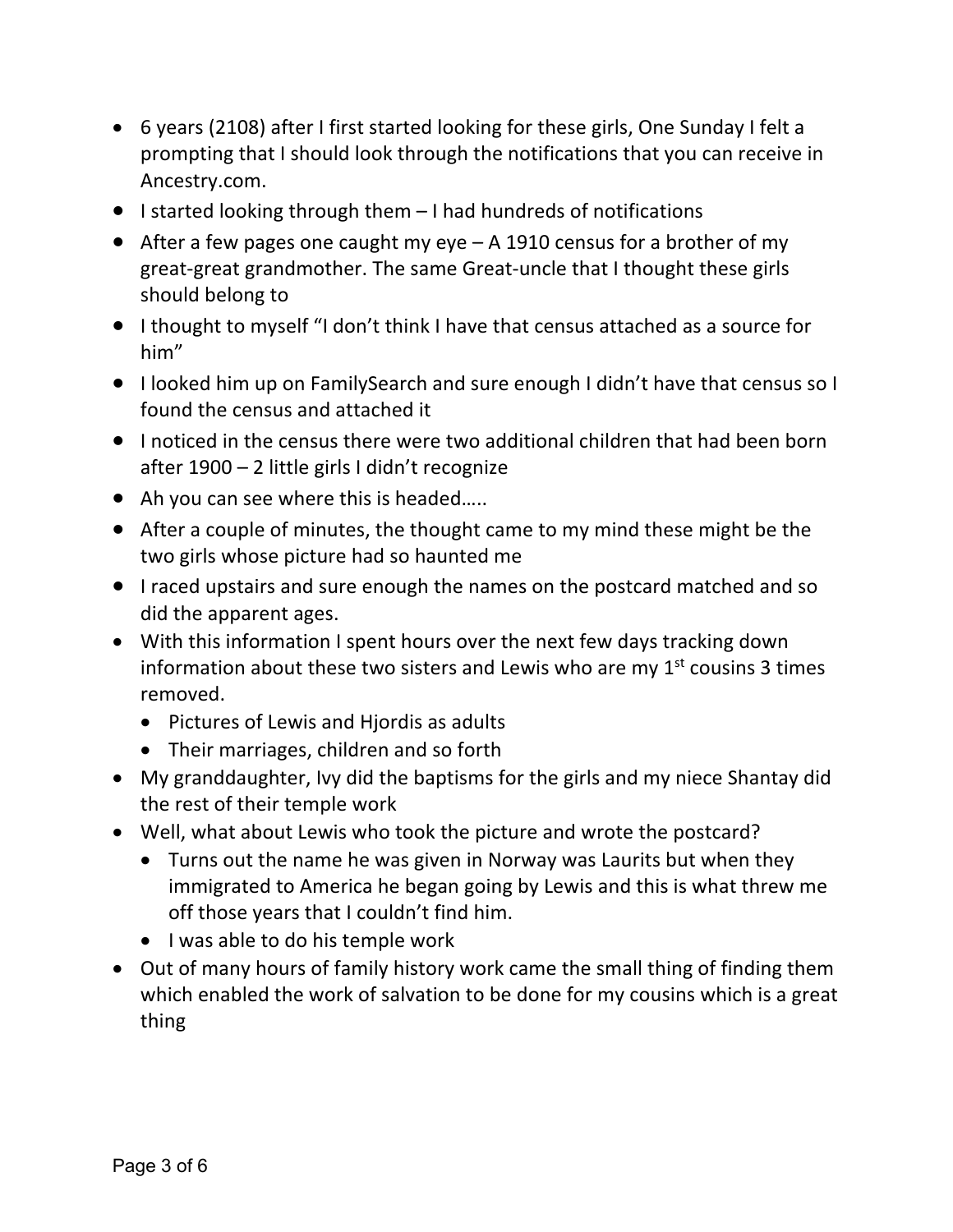- 6 years (2108) after I first started looking for these girls, One Sunday I felt a prompting that I should look through the notifications that you can receive in Ancestry.com.
- I started looking through them – I had hundreds of notifications
- After a few pages one caught my eye – A 1910 census for a brother of my great-great grandmother. The same Great-uncle that I thought these girls should belong to
- I thought to myself "I don't think I have that census attached as a source for him"
- I looked him up on FamilySearch and sure enough I didn't have that census so I found the census and attached it
- I noticed in the census there were two additional children that had been born after 1900 – 2 little girls I didn't recognize
- Ah you can see where this is headed…..
- After a couple of minutes, the thought came to my mind these might be the two girls whose picture had so haunted me
- I raced upstairs and sure enough the names on the postcard matched and so did the apparent ages.
- With this information I spent hours over the next few days tracking down information about these two sisters and Lewis who are my 1st cousins 3 times removed.
  - Pictures of Lewis and Hjordis as adults
  - Their marriages, children and so forth
- My granddaughter, Ivy did the baptisms for the girls and my niece Shantay did the rest of their temple work
- Well, what about Lewis who took the picture and wrote the postcard?
  - Turns out the name he was given in Norway was Laurits but when they immigrated to America he began going by Lewis and this is what threw me off those years that I couldn't find him.
  - I was able to do his temple work
- Out of many hours of family history work came the small thing of finding them which enabled the work of salvation to be done for my cousins which is a great thing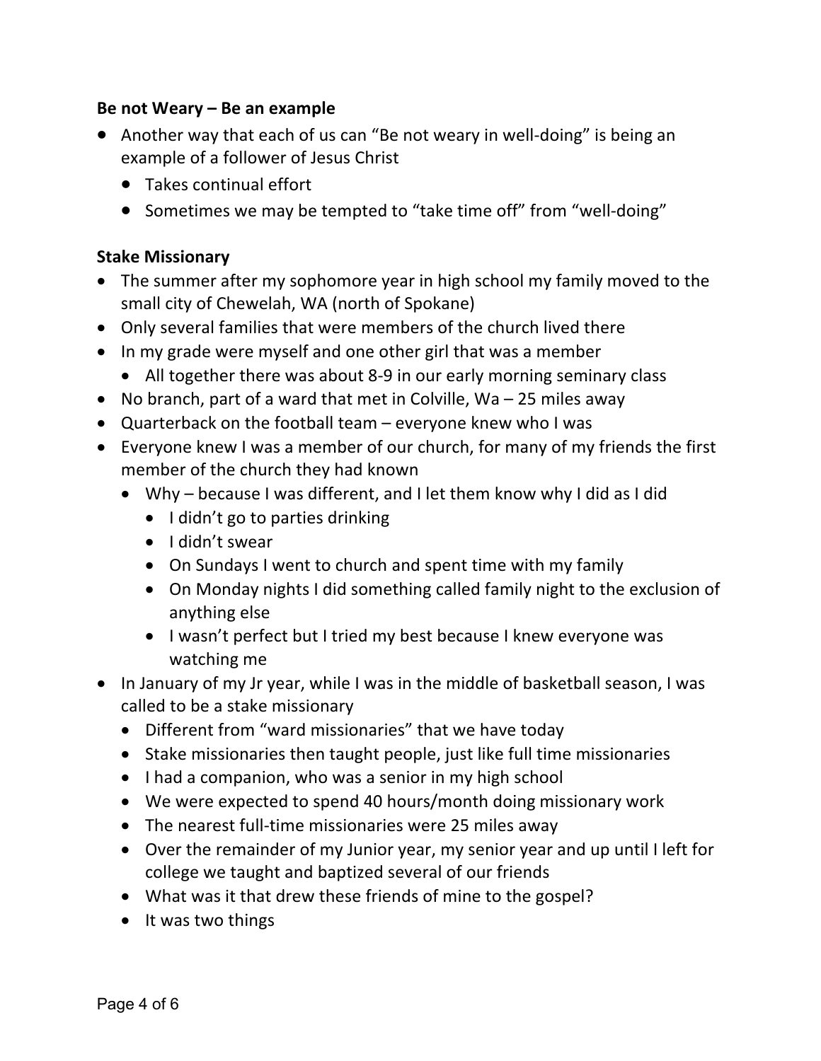**Be not Weary – Be an example**

- Another way that each of us can "Be not weary in well-doing" is being an example of a follower of Jesus Christ
  - Takes continual effort
  - Sometimes we may be tempted to "take time off" from "well-doing"

**Stake Missionary**

- The summer after my sophomore year in high school my family moved to the small city of Chewelah, WA (north of Spokane)
- Only several families that were members of the church lived there
- In my grade were myself and one other girl that was a member
  - All together there was about 8-9 in our early morning seminary class
- No branch, part of a ward that met in Colville, Wa – 25 miles away
- Quarterback on the football team – everyone knew who I was
- Everyone knew I was a member of our church, for many of my friends the first member of the church they had known
  - Why – because I was different, and I let them know why I did as I did
    - I didn't go to parties drinking
    - I didn't swear
    - On Sundays I went to church and spent time with my family
    - On Monday nights I did something called family night to the exclusion of anything else
    - I wasn't perfect but I tried my best because I knew everyone was watching me
- In January of my Jr year, while I was in the middle of basketball season, I was called to be a stake missionary
  - Different from "ward missionaries" that we have today
  - Stake missionaries then taught people, just like full time missionaries
  - I had a companion, who was a senior in my high school
  - We were expected to spend 40 hours/month doing missionary work
  - The nearest full-time missionaries were 25 miles away
  - Over the remainder of my Junior year, my senior year and up until I left for college we taught and baptized several of our friends
  - What was it that drew these friends of mine to the gospel?
  - It was two things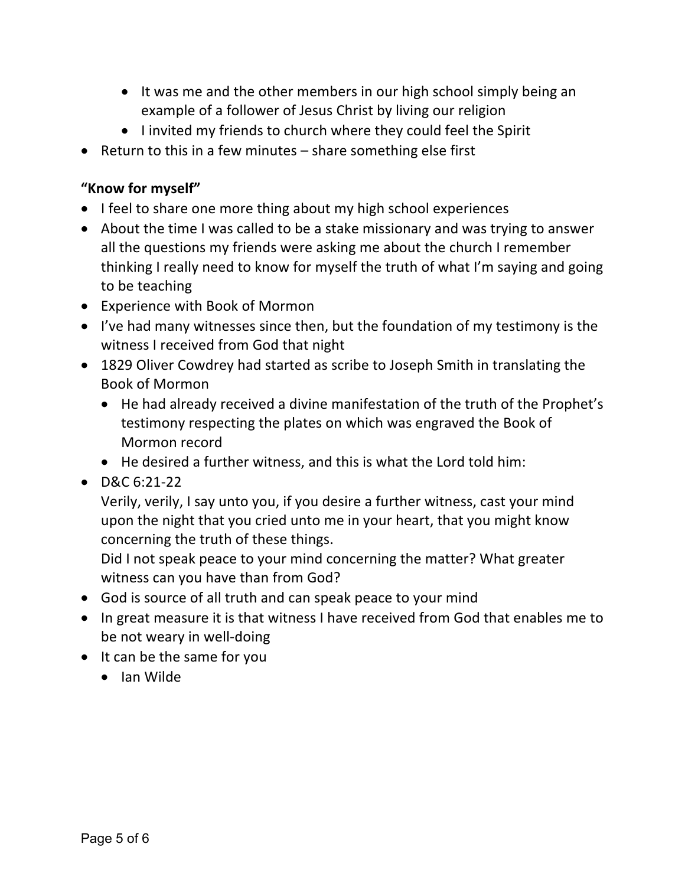- It was me and the other members in our high school simply being an example of a follower of Jesus Christ by living our religion
    - I invited my friends to church where they could feel the Spirit
- Return to this in a few minutes – share something else first

**"Know for myself"**

- I feel to share one more thing about my high school experiences
- About the time I was called to be a stake missionary and was trying to answer all the questions my friends were asking me about the church I remember thinking I really need to know for myself the truth of what I'm saying and going to be teaching
- Experience with Book of Mormon
- I've had many witnesses since then, but the foundation of my testimony is the witness I received from God that night
- 1829 Oliver Cowdrey had started as scribe to Joseph Smith in translating the Book of Mormon
    - He had already received a divine manifestation of the truth of the Prophet's testimony respecting the plates on which was engraved the Book of Mormon record
    - He desired a further witness, and this is what the Lord told him:
- D&C 6:21-22

  Verily, verily, I say unto you, if you desire a further witness, cast your mind upon the night that you cried unto me in your heart, that you might know concerning the truth of these things.

  Did I not speak peace to your mind concerning the matter? What greater witness can you have than from God?
- God is source of all truth and can speak peace to your mind
- In great measure it is that witness I have received from God that enables me to be not weary in well-doing
- It can be the same for you
    - Ian Wilde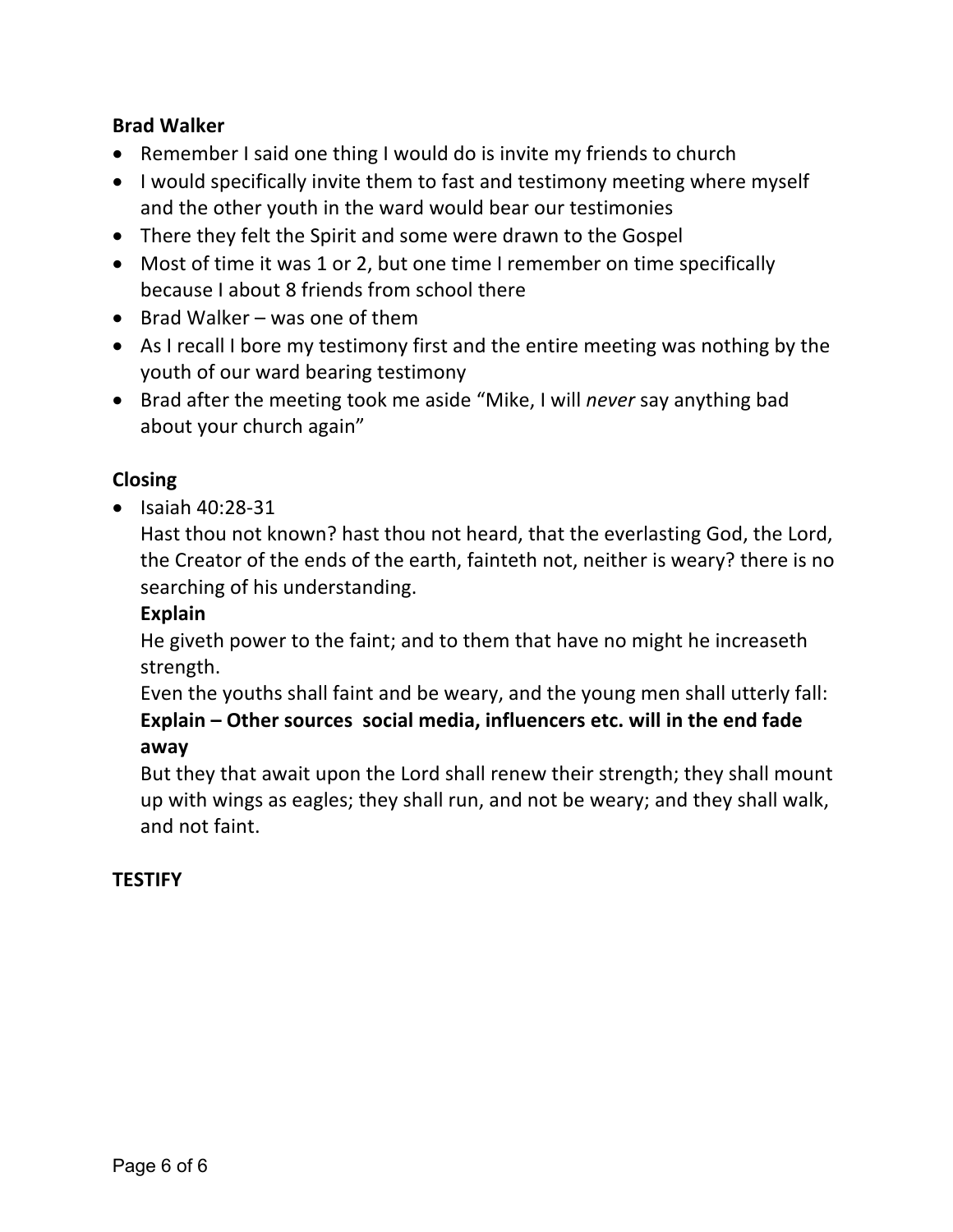**Brad Walker**

- Remember I said one thing I would do is invite my friends to church
- I would specifically invite them to fast and testimony meeting where myself and the other youth in the ward would bear our testimonies
- There they felt the Spirit and some were drawn to the Gospel
- Most of time it was 1 or 2, but one time I remember on time specifically because I about 8 friends from school there
- Brad Walker – was one of them
- As I recall I bore my testimony first and the entire meeting was nothing by the youth of our ward bearing testimony
- Brad after the meeting took me aside "Mike, I will *never* say anything bad about your church again"

**Closing**

- Isaiah 40:28-31

  Hast thou not known? hast thou not heard, that the everlasting God, the Lord, the Creator of the ends of the earth, fainteth not, neither is weary? there is no searching of his understanding.

  **Explain**

  He giveth power to the faint; and to them that have no might he increaseth strength.

  Even the youths shall faint and be weary, and the young men shall utterly fall:

  **Explain – Other sources  social media, influencers etc. will in the end fade away**

  But they that await upon the Lord shall renew their strength; they shall mount up with wings as eagles; they shall run, and not be weary; and they shall walk, and not faint.

**TESTIFY**